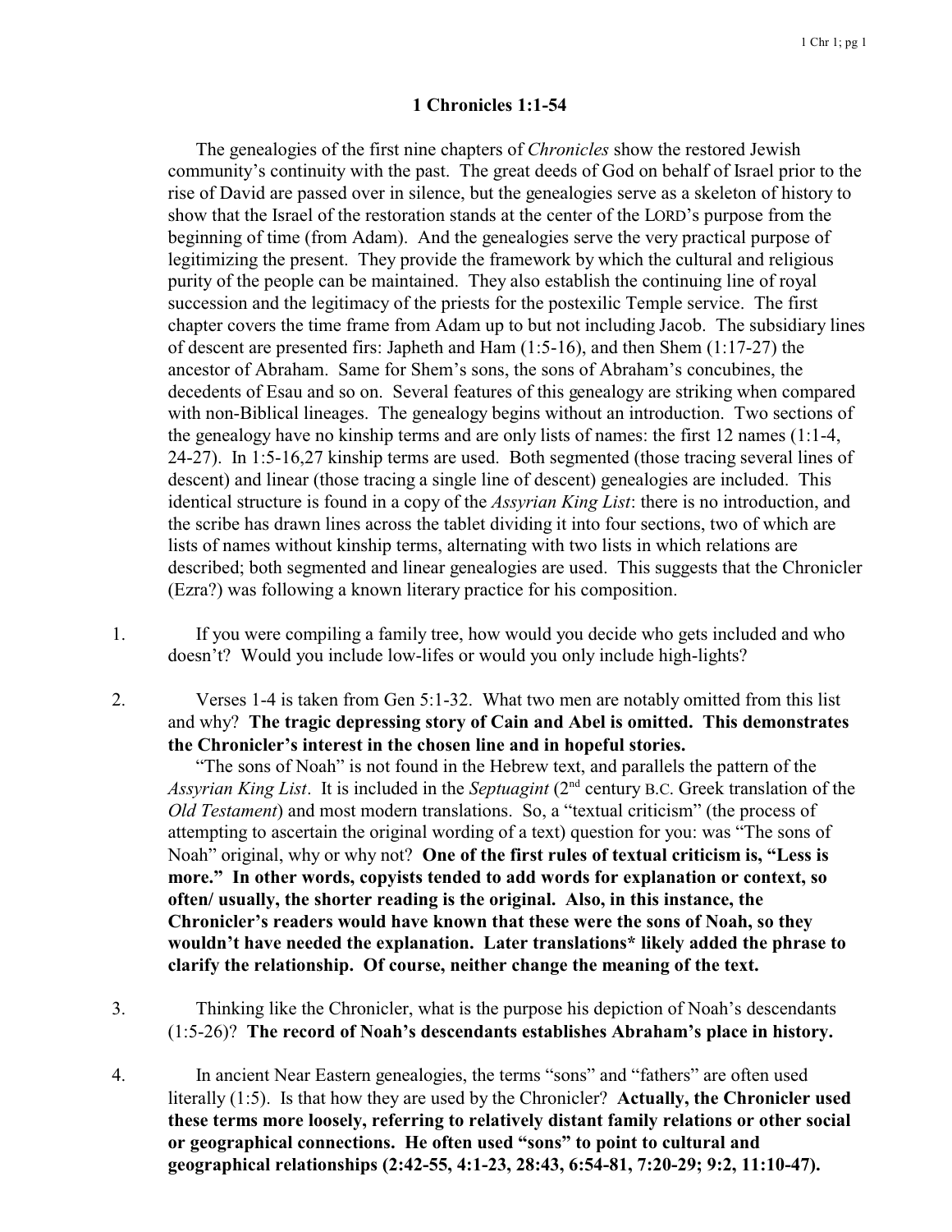# 1 Chronicles 1:1-54

The genealogies of the first nine chapters of *Chronicles* show the restored Jewish community's continuity with the past. The great deeds of God on behalf of Israel prior to the rise of David are passed over in silence, but the genealogies serve as a skeleton of history to show that the Israel of the restoration stands at the center of the LORD's purpose from the beginning of time (from Adam). And the genealogies serve the very practical purpose of legitimizing the present. They provide the framework by which the cultural and religious purity of the people can be maintained. They also establish the continuing line of royal succession and the legitimacy of the priests for the postexilic Temple service. The first chapter covers the time frame from Adam up to but not including Jacob. The subsidiary lines of descent are presented firs: Japheth and Ham (1:5-16), and then Shem (1:17-27) the ancestor of Abraham. Same for Shem's sons, the sons of Abraham's concubines, the decedents of Esau and so on. Several features of this genealogy are striking when compared with non-Biblical lineages. The genealogy begins without an introduction. Two sections of the genealogy have no kinship terms and are only lists of names: the first 12 names (1:1-4, 24-27). In 1:5-16,27 kinship terms are used. Both segmented (those tracing several lines of descent) and linear (those tracing a single line of descent) genealogies are included. This identical structure is found in a copy of the *Assyrian King List*: there is no introduction, and the scribe has drawn lines across the tablet dividing it into four sections, two of which are lists of names without kinship terms, alternating with two lists in which relations are described; both segmented and linear genealogies are used. This suggests that the Chronicler (Ezra?) was following a known literary practice for his composition.

1. If you were compiling a family tree, how would you decide who gets included and who doesn't? Would you include low-lifes or would you only include high-lights?

2. Verses 1-4 is taken from Gen 5:1-32. What two men are notably omitted from this list and why? **The tragic depressing story of Cain and Abel is omitted. This demonstrates the Chronicler's interest in the chosen line and in hopeful stories.**

   "The sons of Noah" is not found in the Hebrew text, and parallels the pattern of the *Assyrian King List*. It is included in the *Septuagint* (2nd century B.C. Greek translation of the *Old Testament*) and most modern translations. So, a "textual criticism" (the process of attempting to ascertain the original wording of a text) question for you: was "The sons of Noah" original, why or why not? **One of the first rules of textual criticism is, "Less is more." In other words, copyists tended to add words for explanation or context, so often/ usually, the shorter reading is the original. Also, in this instance, the Chronicler's readers would have known that these were the sons of Noah, so they wouldn't have needed the explanation. Later translations* likely added the phrase to clarify the relationship. Of course, neither change the meaning of the text.**

3. Thinking like the Chronicler, what is the purpose his depiction of Noah's descendants (1:5-26)? **The record of Noah's descendants establishes Abraham's place in history.**

4. In ancient Near Eastern genealogies, the terms "sons" and "fathers" are often used literally (1:5). Is that how they are used by the Chronicler? **Actually, the Chronicler used these terms more loosely, referring to relatively distant family relations or other social or geographical connections. He often used "sons" to point to cultural and geographical relationships (2:42-55, 4:1-23, 28:43, 6:54-81, 7:20-29; 9:2, 11:10-47).**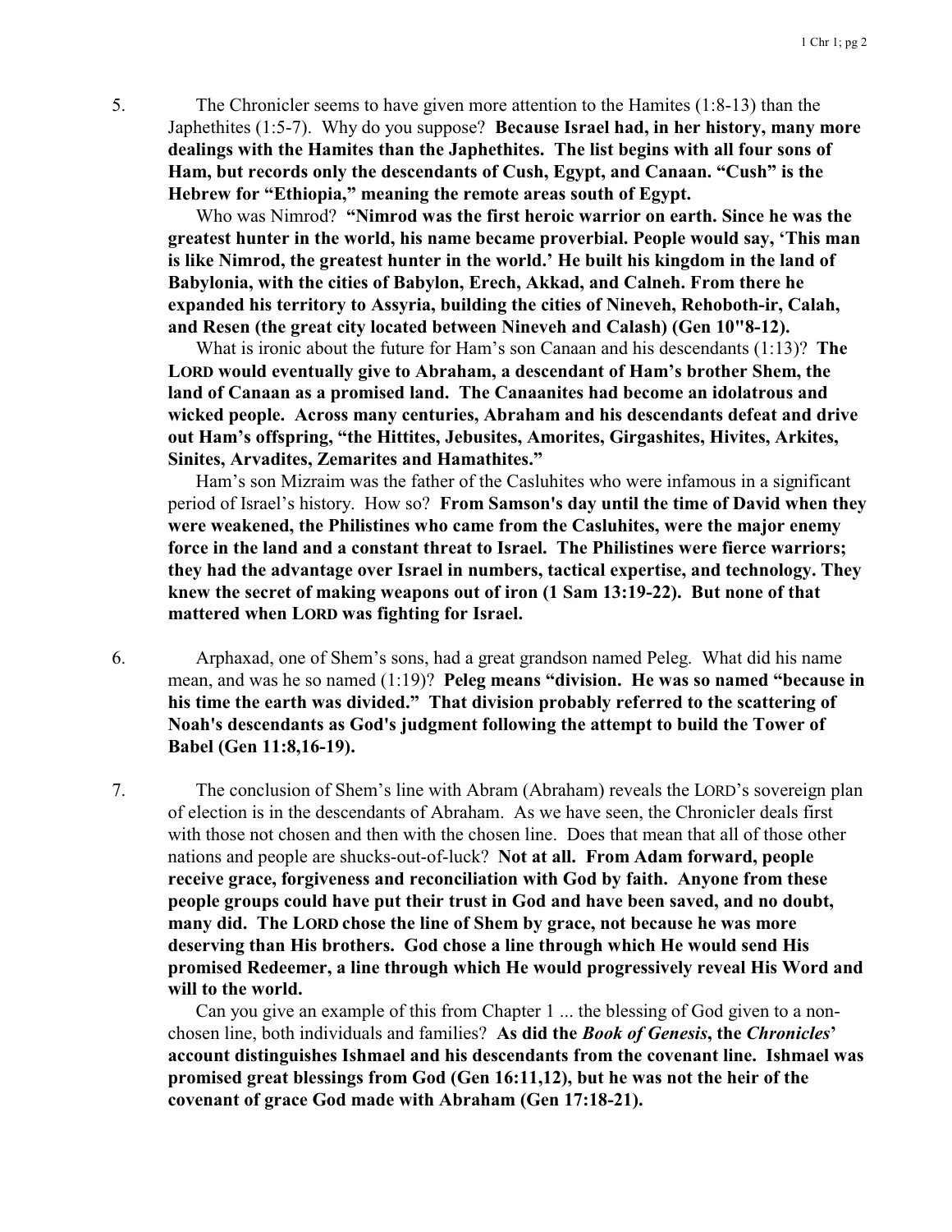5. The Chronicler seems to have given more attention to the Hamites (1:8-13) than the Japhethites (1:5-7). Why do you suppose? **Because Israel had, in her history, many more dealings with the Hamites than the Japhethites. The list begins with all four sons of Ham, but records only the descendants of Cush, Egypt, and Canaan. "Cush" is the Hebrew for "Ethiopia," meaning the remote areas south of Egypt.**

   Who was Nimrod? **"Nimrod was the first heroic warrior on earth. Since he was the greatest hunter in the world, his name became proverbial. People would say, 'This man is like Nimrod, the greatest hunter in the world.' He built his kingdom in the land of Babylonia, with the cities of Babylon, Erech, Akkad, and Calneh. From there he expanded his territory to Assyria, building the cities of Nineveh, Rehoboth-ir, Calah, and Resen (the great city located between Nineveh and Calash) (Gen 10"8-12).**

   What is ironic about the future for Ham's son Canaan and his descendants (1:13)? **The LORD would eventually give to Abraham, a descendant of Ham's brother Shem, the land of Canaan as a promised land. The Canaanites had become an idolatrous and wicked people. Across many centuries, Abraham and his descendants defeat and drive out Ham's offspring, "the Hittites, Jebusites, Amorites, Girgashites, Hivites, Arkites, Sinites, Arvadites, Zemarites and Hamathites."**

   Ham's son Mizraim was the father of the Casluhites who were infamous in a significant period of Israel's history. How so? **From Samson's day until the time of David when they were weakened, the Philistines who came from the Casluhites, were the major enemy force in the land and a constant threat to Israel. The Philistines were fierce warriors; they had the advantage over Israel in numbers, tactical expertise, and technology. They knew the secret of making weapons out of iron (1 Sam 13:19-22). But none of that mattered when LORD was fighting for Israel.**

6. Arphaxad, one of Shem's sons, had a great grandson named Peleg. What did his name mean, and was he so named (1:19)? **Peleg means "division. He was so named "because in his time the earth was divided." That division probably referred to the scattering of Noah's descendants as God's judgment following the attempt to build the Tower of Babel (Gen 11:8,16-19).**

7. The conclusion of Shem's line with Abram (Abraham) reveals the LORD's sovereign plan of election is in the descendants of Abraham. As we have seen, the Chronicler deals first with those not chosen and then with the chosen line. Does that mean that all of those other nations and people are shucks-out-of-luck? **Not at all. From Adam forward, people receive grace, forgiveness and reconciliation with God by faith. Anyone from these people groups could have put their trust in God and have been saved, and no doubt, many did. The LORD chose the line of Shem by grace, not because he was more deserving than His brothers. God chose a line through which He would send His promised Redeemer, a line through which He would progressively reveal His Word and will to the world.**

   Can you give an example of this from Chapter 1 ... the blessing of God given to a non-chosen line, both individuals and families? **As did the *Book of Genesis*, the *Chronicles*' account distinguishes Ishmael and his descendants from the covenant line. Ishmael was promised great blessings from God (Gen 16:11,12), but he was not the heir of the covenant of grace God made with Abraham (Gen 17:18-21).**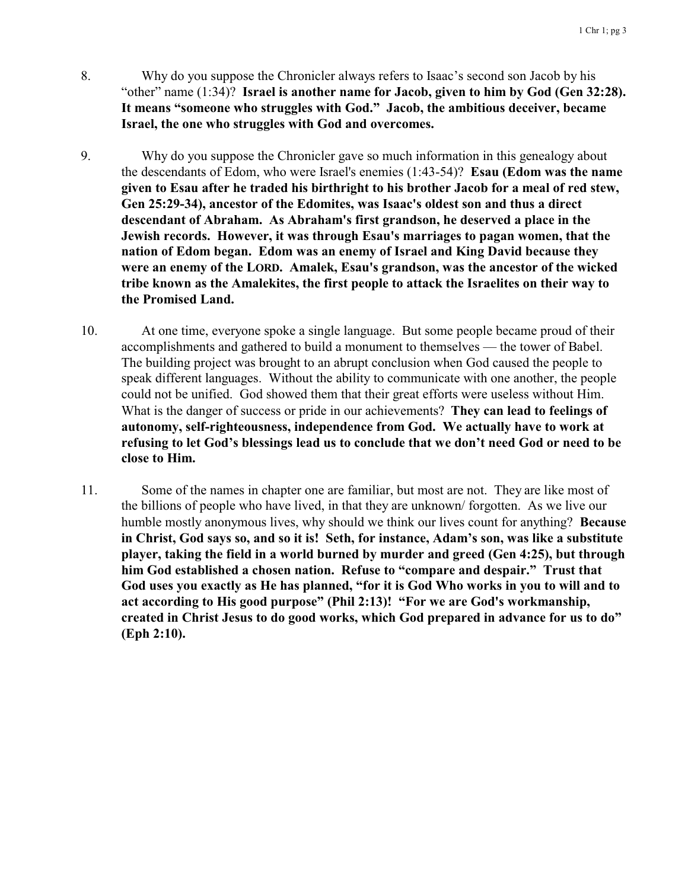8. Why do you suppose the Chronicler always refers to Isaac's second son Jacob by his "other" name (1:34)? **Israel is another name for Jacob, given to him by God (Gen 32:28). It means "someone who struggles with God." Jacob, the ambitious deceiver, became Israel, the one who struggles with God and overcomes.**

9. Why do you suppose the Chronicler gave so much information in this genealogy about the descendants of Edom, who were Israel's enemies (1:43-54)? **Esau (Edom was the name given to Esau after he traded his birthright to his brother Jacob for a meal of red stew, Gen 25:29-34), ancestor of the Edomites, was Isaac's oldest son and thus a direct descendant of Abraham. As Abraham's first grandson, he deserved a place in the Jewish records. However, it was through Esau's marriages to pagan women, that the nation of Edom began. Edom was an enemy of Israel and King David because they were an enemy of the LORD. Amalek, Esau's grandson, was the ancestor of the wicked tribe known as the Amalekites, the first people to attack the Israelites on their way to the Promised Land.**

10. At one time, everyone spoke a single language. But some people became proud of their accomplishments and gathered to build a monument to themselves — the tower of Babel. The building project was brought to an abrupt conclusion when God caused the people to speak different languages. Without the ability to communicate with one another, the people could not be unified. God showed them that their great efforts were useless without Him. What is the danger of success or pride in our achievements? **They can lead to feelings of autonomy, self-righteousness, independence from God. We actually have to work at refusing to let God's blessings lead us to conclude that we don't need God or need to be close to Him.**

11. Some of the names in chapter one are familiar, but most are not. They are like most of the billions of people who have lived, in that they are unknown/ forgotten. As we live our humble mostly anonymous lives, why should we think our lives count for anything? **Because in Christ, God says so, and so it is! Seth, for instance, Adam's son, was like a substitute player, taking the field in a world burned by murder and greed (Gen 4:25), but through him God established a chosen nation. Refuse to "compare and despair." Trust that God uses you exactly as He has planned, "for it is God Who works in you to will and to act according to His good purpose" (Phil 2:13)! "For we are God's workmanship, created in Christ Jesus to do good works, which God prepared in advance for us to do" (Eph 2:10).**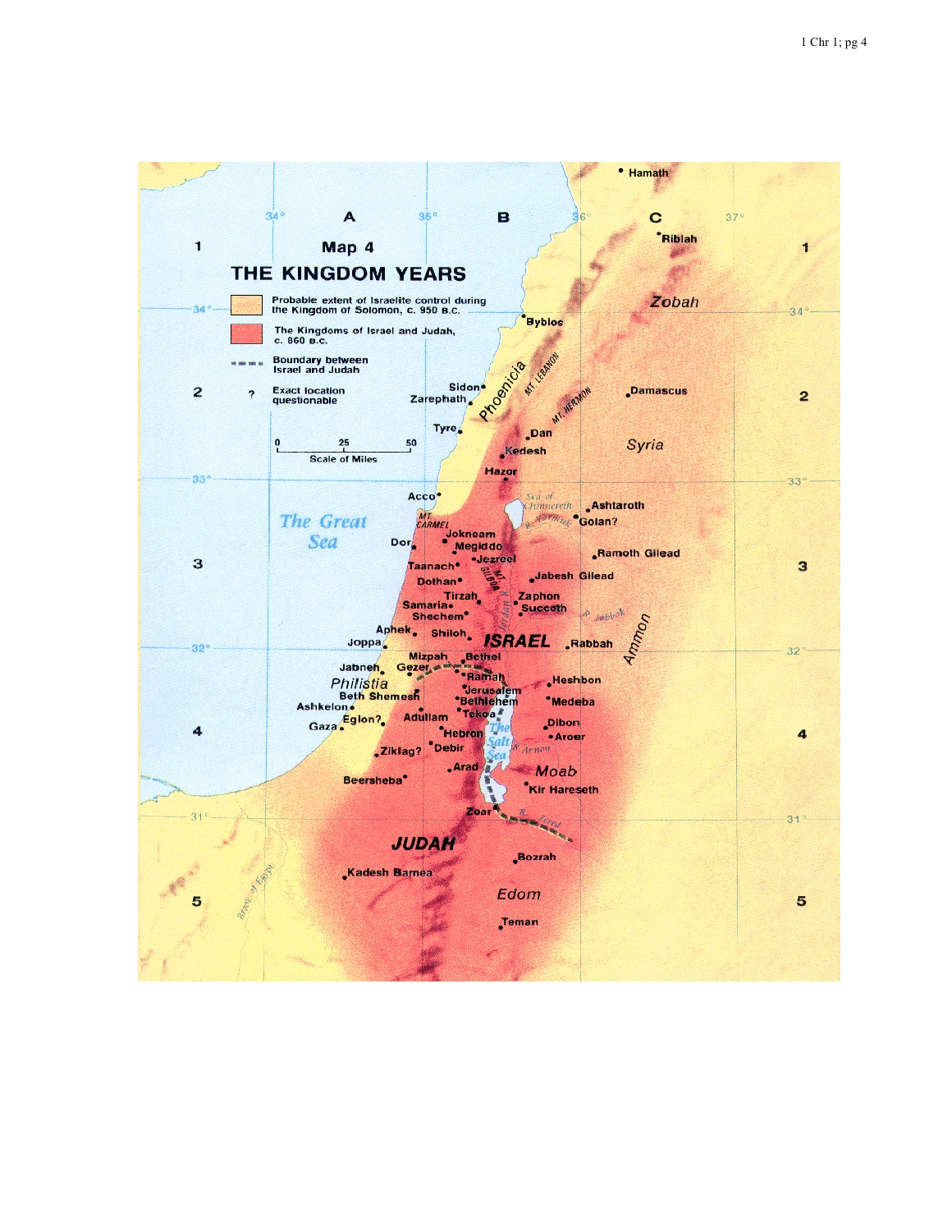Map 4

# THE KINGDOM YEARS

Probable extent of Israelite control during the Kingdom of Solomon, c. 950 B.C.

The Kingdoms of Israel and Judah, c. 860 B.C.

Boundary between Israel and Judah

? Exact location questionable

0 25 50
Scale of Miles

A B C
1 2 3 4 5
34° 35° 36° 37°
34° 33° 32° 31°

The Great Sea

Hamath
Riblah
Zobah
Byblos
Phoenicia
MT. LEBANON
MT. HERMON
Sidon
Zarephath
Damascus
Tyre
Dan
Kedesh
Syria
Hazor
Acco
Sea of Chinnereth
Ashtaroth
Golan?
R. Yarmuk
MT. CARMEL
Jokneam
Dor
Megiddo
Ramoth Gilead
Jezreel
Taanach
MT. GILBOA
Jabesh Gilead
Dothan
Jordan R.
Tirzah
Zaphon
Samaria
Succoth
Shechem
R. Jabbok
Aphek
Shiloh
ISRAEL
Rabbah
Ammon
Joppa
Mizpah
Bethel
Jabneh
Gezer
Ramah
Philistia
Heshbon
Jerusalem
Beth Shemesh
Bethlehem
Medeba
Ashkelon
Tekoa
Eglon?
Adullam
Gaza
Dibon
Hebron
The Salt Sea
Aroer
Ziklag?
Debir
R. Arnon
Arad
Moab
Beersheba
Kir Hareseth
Zoar
R. Zered
JUDAH
Bozrah
Kadesh Barnea
Edom
Brook of Egypt
Teman